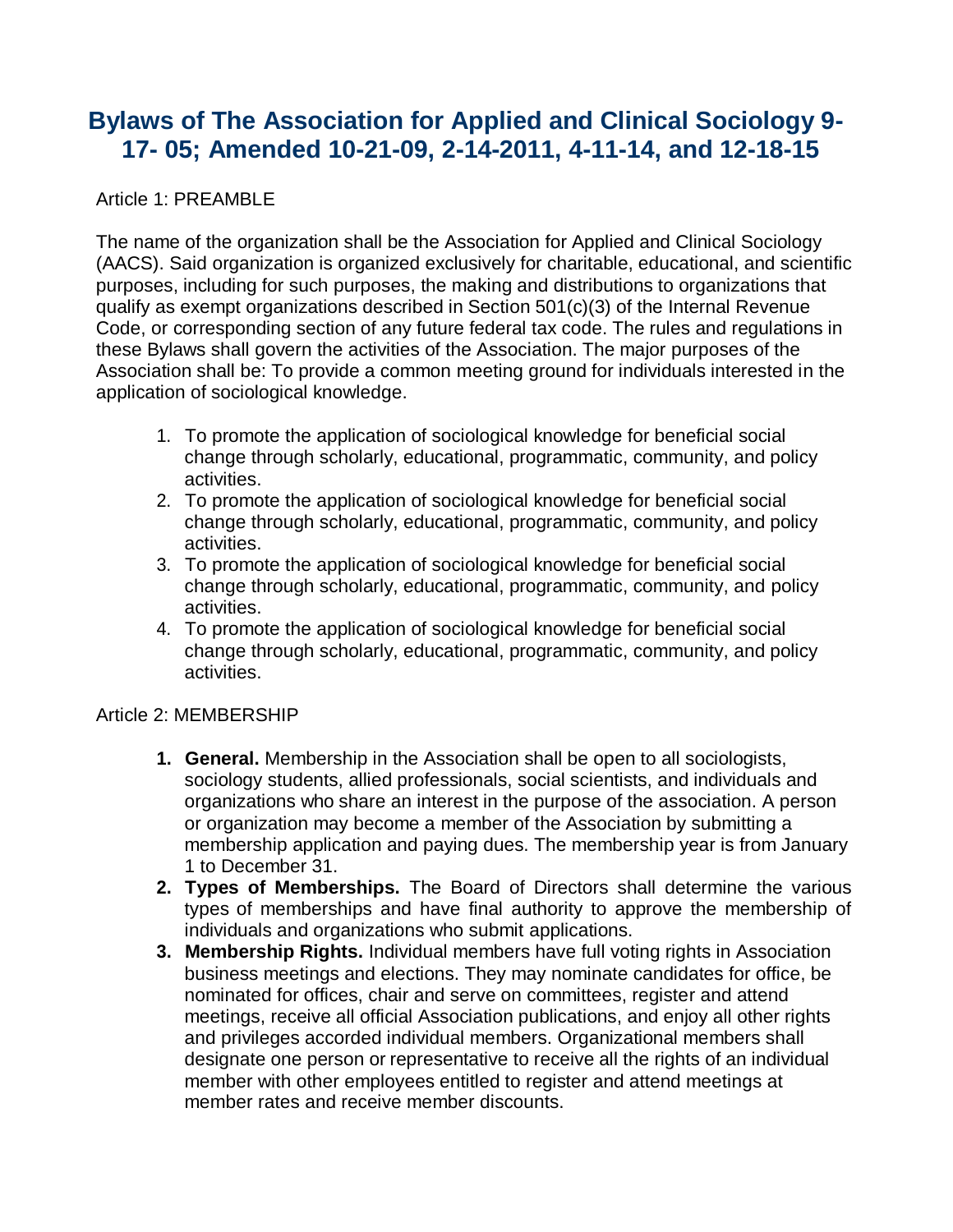# Bylaws of The Association for Applied and Clinical Sociology 9-17- 05; Amended 10-21-09, 2-14-2011, 4-11-14, and 12-18-15

Article 1: PREAMBLE

The name of the organization shall be the Association for Applied and Clinical Sociology (AACS). Said organization is organized exclusively for charitable, educational, and scientific purposes, including for such purposes, the making and distributions to organizations that qualify as exempt organizations described in Section 501(c)(3) of the Internal Revenue Code, or corresponding section of any future federal tax code. The rules and regulations in these Bylaws shall govern the activities of the Association. The major purposes of the Association shall be: To provide a common meeting ground for individuals interested in the application of sociological knowledge.

1. To promote the application of sociological knowledge for beneficial social change through scholarly, educational, programmatic, community, and policy activities.
2. To promote the application of sociological knowledge for beneficial social change through scholarly, educational, programmatic, community, and policy activities.
3. To promote the application of sociological knowledge for beneficial social change through scholarly, educational, programmatic, community, and policy activities.
4. To promote the application of sociological knowledge for beneficial social change through scholarly, educational, programmatic, community, and policy activities.

Article 2: MEMBERSHIP

1. **General.** Membership in the Association shall be open to all sociologists, sociology students, allied professionals, social scientists, and individuals and organizations who share an interest in the purpose of the association. A person or organization may become a member of the Association by submitting a membership application and paying dues. The membership year is from January 1 to December 31.
2. **Types of Memberships.** The Board of Directors shall determine the various types of memberships and have final authority to approve the membership of individuals and organizations who submit applications.
3. **Membership Rights.** Individual members have full voting rights in Association business meetings and elections. They may nominate candidates for office, be nominated for offices, chair and serve on committees, register and attend meetings, receive all official Association publications, and enjoy all other rights and privileges accorded individual members. Organizational members shall designate one person or representative to receive all the rights of an individual member with other employees entitled to register and attend meetings at member rates and receive member discounts.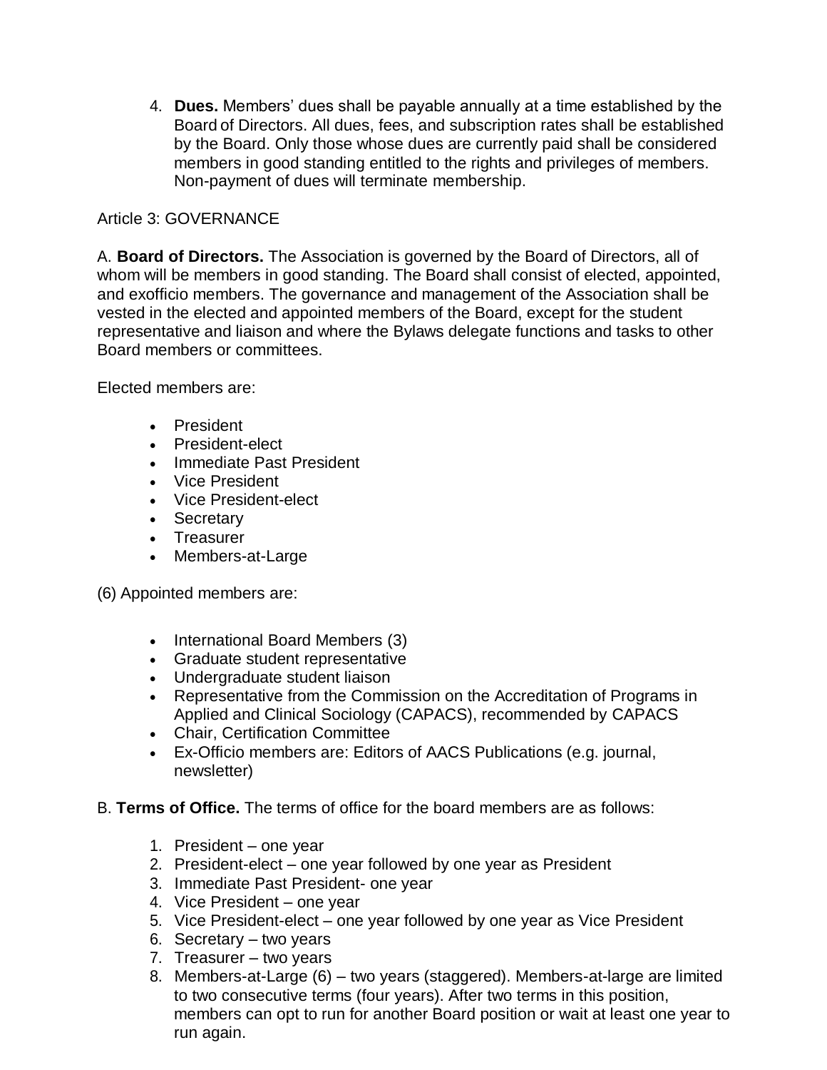4. **Dues.** Members' dues shall be payable annually at a time established by the Board of Directors. All dues, fees, and subscription rates shall be established by the Board. Only those whose dues are currently paid shall be considered members in good standing entitled to the rights and privileges of members. Non-payment of dues will terminate membership.

Article 3: GOVERNANCE

A. **Board of Directors.** The Association is governed by the Board of Directors, all of whom will be members in good standing. The Board shall consist of elected, appointed, and exofficio members. The governance and management of the Association shall be vested in the elected and appointed members of the Board, except for the student representative and liaison and where the Bylaws delegate functions and tasks to other Board members or committees.

Elected members are:

- President
- President-elect
- Immediate Past President
- Vice President
- Vice President-elect
- Secretary
- Treasurer
- Members-at-Large

(6) Appointed members are:

- International Board Members (3)
- Graduate student representative
- Undergraduate student liaison
- Representative from the Commission on the Accreditation of Programs in Applied and Clinical Sociology (CAPACS), recommended by CAPACS
- Chair, Certification Committee
- Ex-Officio members are: Editors of AACS Publications (e.g. journal, newsletter)

B. **Terms of Office.** The terms of office for the board members are as follows:

1. President – one year
2. President-elect – one year followed by one year as President
3. Immediate Past President- one year
4. Vice President – one year
5. Vice President-elect – one year followed by one year as Vice President
6. Secretary – two years
7. Treasurer – two years
8. Members-at-Large (6) – two years (staggered). Members-at-large are limited to two consecutive terms (four years). After two terms in this position, members can opt to run for another Board position or wait at least one year to run again.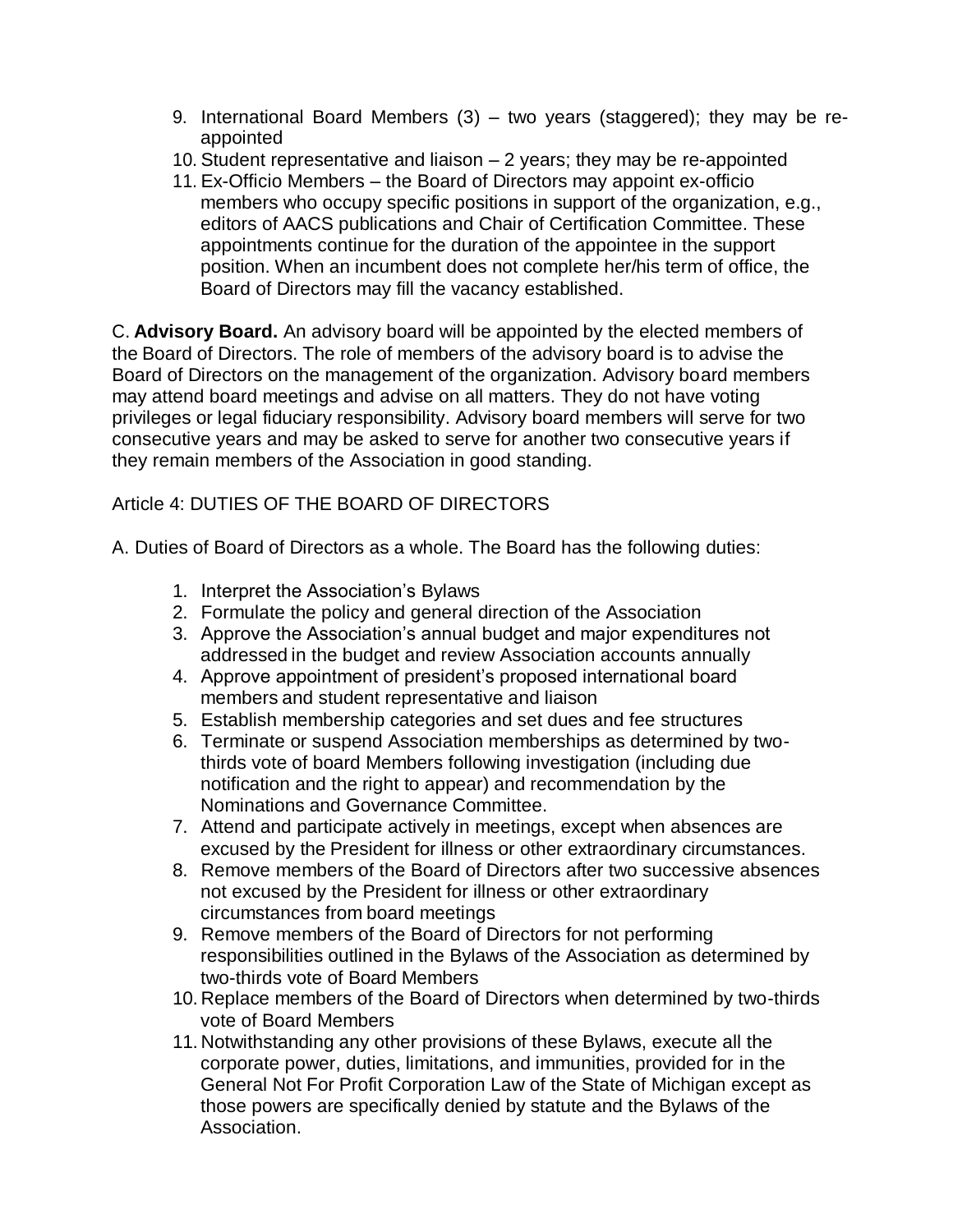9. International Board Members (3) – two years (staggered); they may be re-appointed
10. Student representative and liaison – 2 years; they may be re-appointed
11. Ex-Officio Members – the Board of Directors may appoint ex-officio members who occupy specific positions in support of the organization, e.g., editors of AACS publications and Chair of Certification Committee. These appointments continue for the duration of the appointee in the support position. When an incumbent does not complete her/his term of office, the Board of Directors may fill the vacancy established.

C. **Advisory Board.** An advisory board will be appointed by the elected members of the Board of Directors. The role of members of the advisory board is to advise the Board of Directors on the management of the organization. Advisory board members may attend board meetings and advise on all matters. They do not have voting privileges or legal fiduciary responsibility. Advisory board members will serve for two consecutive years and may be asked to serve for another two consecutive years if they remain members of the Association in good standing.

Article 4: DUTIES OF THE BOARD OF DIRECTORS

A. Duties of Board of Directors as a whole. The Board has the following duties:

1. Interpret the Association's Bylaws
2. Formulate the policy and general direction of the Association
3. Approve the Association's annual budget and major expenditures not addressed in the budget and review Association accounts annually
4. Approve appointment of president's proposed international board members and student representative and liaison
5. Establish membership categories and set dues and fee structures
6. Terminate or suspend Association memberships as determined by two-thirds vote of board Members following investigation (including due notification and the right to appear) and recommendation by the Nominations and Governance Committee.
7. Attend and participate actively in meetings, except when absences are excused by the President for illness or other extraordinary circumstances.
8. Remove members of the Board of Directors after two successive absences not excused by the President for illness or other extraordinary circumstances from board meetings
9. Remove members of the Board of Directors for not performing responsibilities outlined in the Bylaws of the Association as determined by two-thirds vote of Board Members
10. Replace members of the Board of Directors when determined by two-thirds vote of Board Members
11. Notwithstanding any other provisions of these Bylaws, execute all the corporate power, duties, limitations, and immunities, provided for in the General Not For Profit Corporation Law of the State of Michigan except as those powers are specifically denied by statute and the Bylaws of the Association.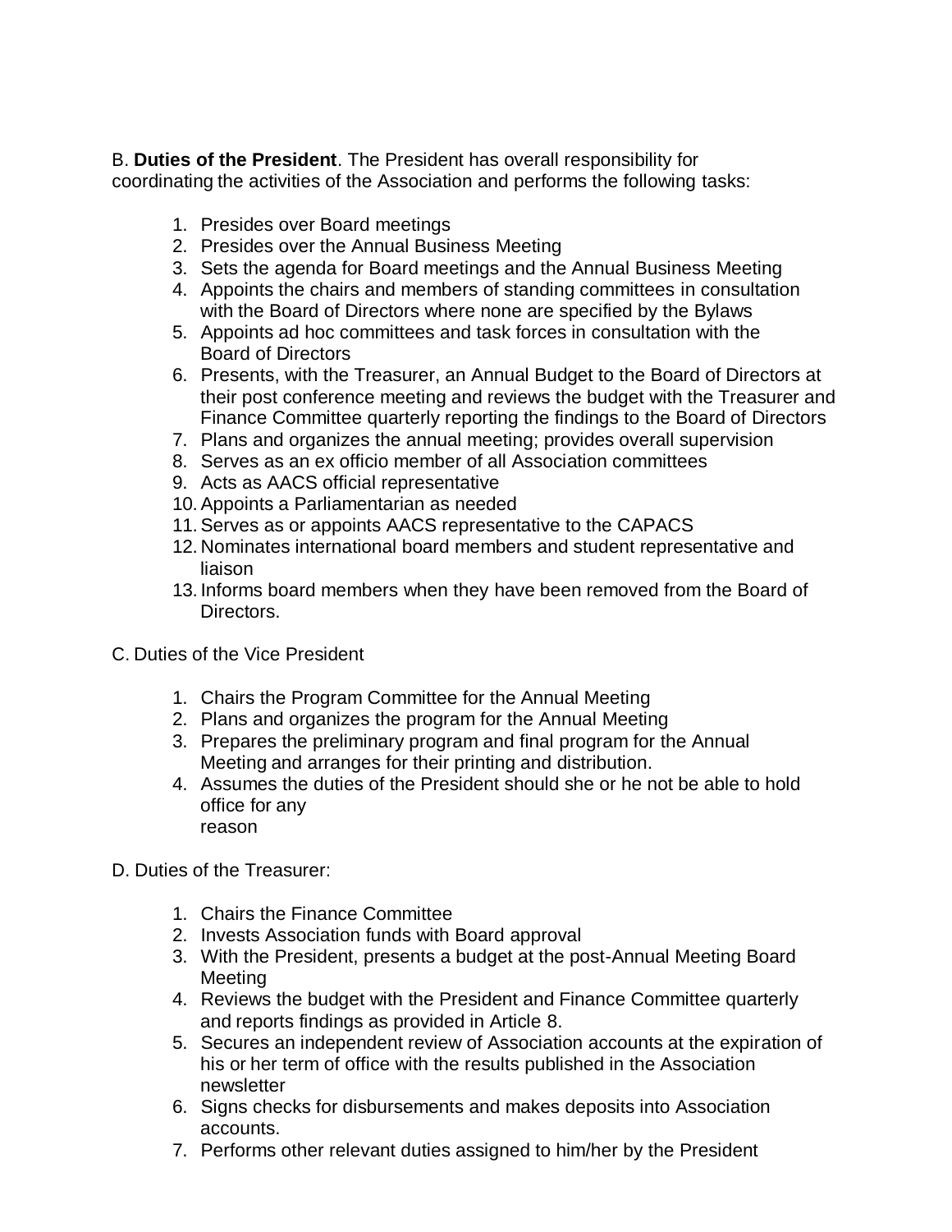B. **Duties of the President**. The President has overall responsibility for coordinating the activities of the Association and performs the following tasks:

1. Presides over Board meetings
2. Presides over the Annual Business Meeting
3. Sets the agenda for Board meetings and the Annual Business Meeting
4. Appoints the chairs and members of standing committees in consultation with the Board of Directors where none are specified by the Bylaws
5. Appoints ad hoc committees and task forces in consultation with the Board of Directors
6. Presents, with the Treasurer, an Annual Budget to the Board of Directors at their post conference meeting and reviews the budget with the Treasurer and Finance Committee quarterly reporting the findings to the Board of Directors
7. Plans and organizes the annual meeting; provides overall supervision
8. Serves as an ex officio member of all Association committees
9. Acts as AACS official representative
10. Appoints a Parliamentarian as needed
11. Serves as or appoints AACS representative to the CAPACS
12. Nominates international board members and student representative and liaison
13. Informs board members when they have been removed from the Board of Directors.

C. Duties of the Vice President

1. Chairs the Program Committee for the Annual Meeting
2. Plans and organizes the program for the Annual Meeting
3. Prepares the preliminary program and final program for the Annual Meeting and arranges for their printing and distribution.
4. Assumes the duties of the President should she or he not be able to hold office for any reason

D. Duties of the Treasurer:

1. Chairs the Finance Committee
2. Invests Association funds with Board approval
3. With the President, presents a budget at the post-Annual Meeting Board Meeting
4. Reviews the budget with the President and Finance Committee quarterly and reports findings as provided in Article 8.
5. Secures an independent review of Association accounts at the expiration of his or her term of office with the results published in the Association newsletter
6. Signs checks for disbursements and makes deposits into Association accounts.
7. Performs other relevant duties assigned to him/her by the President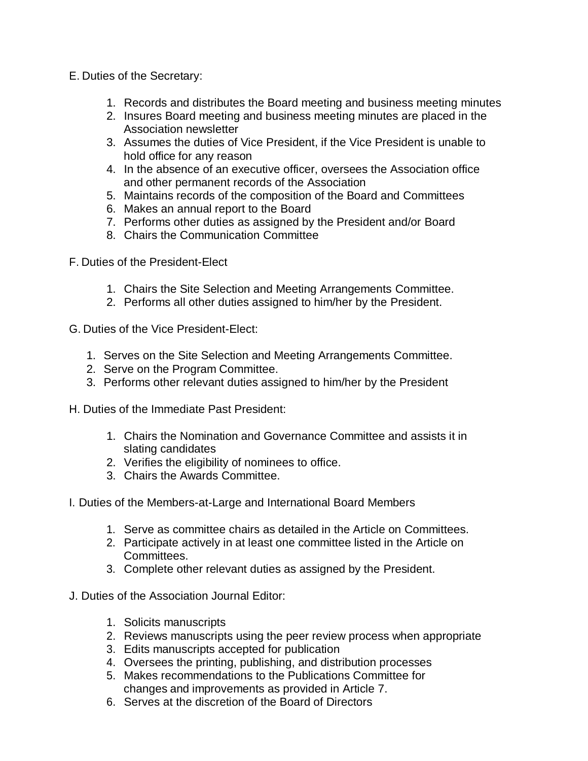E. Duties of the Secretary:

1. Records and distributes the Board meeting and business meeting minutes
2. Insures Board meeting and business meeting minutes are placed in the Association newsletter
3. Assumes the duties of Vice President, if the Vice President is unable to hold office for any reason
4. In the absence of an executive officer, oversees the Association office and other permanent records of the Association
5. Maintains records of the composition of the Board and Committees
6. Makes an annual report to the Board
7. Performs other duties as assigned by the President and/or Board
8. Chairs the Communication Committee

F. Duties of the President-Elect

1. Chairs the Site Selection and Meeting Arrangements Committee.
2. Performs all other duties assigned to him/her by the President.

G. Duties of the Vice President-Elect:

1. Serves on the Site Selection and Meeting Arrangements Committee.
2. Serve on the Program Committee.
3. Performs other relevant duties assigned to him/her by the President

H. Duties of the Immediate Past President:

1. Chairs the Nomination and Governance Committee and assists it in slating candidates
2. Verifies the eligibility of nominees to office.
3. Chairs the Awards Committee.

I. Duties of the Members-at-Large and International Board Members

1. Serve as committee chairs as detailed in the Article on Committees.
2. Participate actively in at least one committee listed in the Article on Committees.
3. Complete other relevant duties as assigned by the President.

J. Duties of the Association Journal Editor:

1. Solicits manuscripts
2. Reviews manuscripts using the peer review process when appropriate
3. Edits manuscripts accepted for publication
4. Oversees the printing, publishing, and distribution processes
5. Makes recommendations to the Publications Committee for changes and improvements as provided in Article 7.
6. Serves at the discretion of the Board of Directors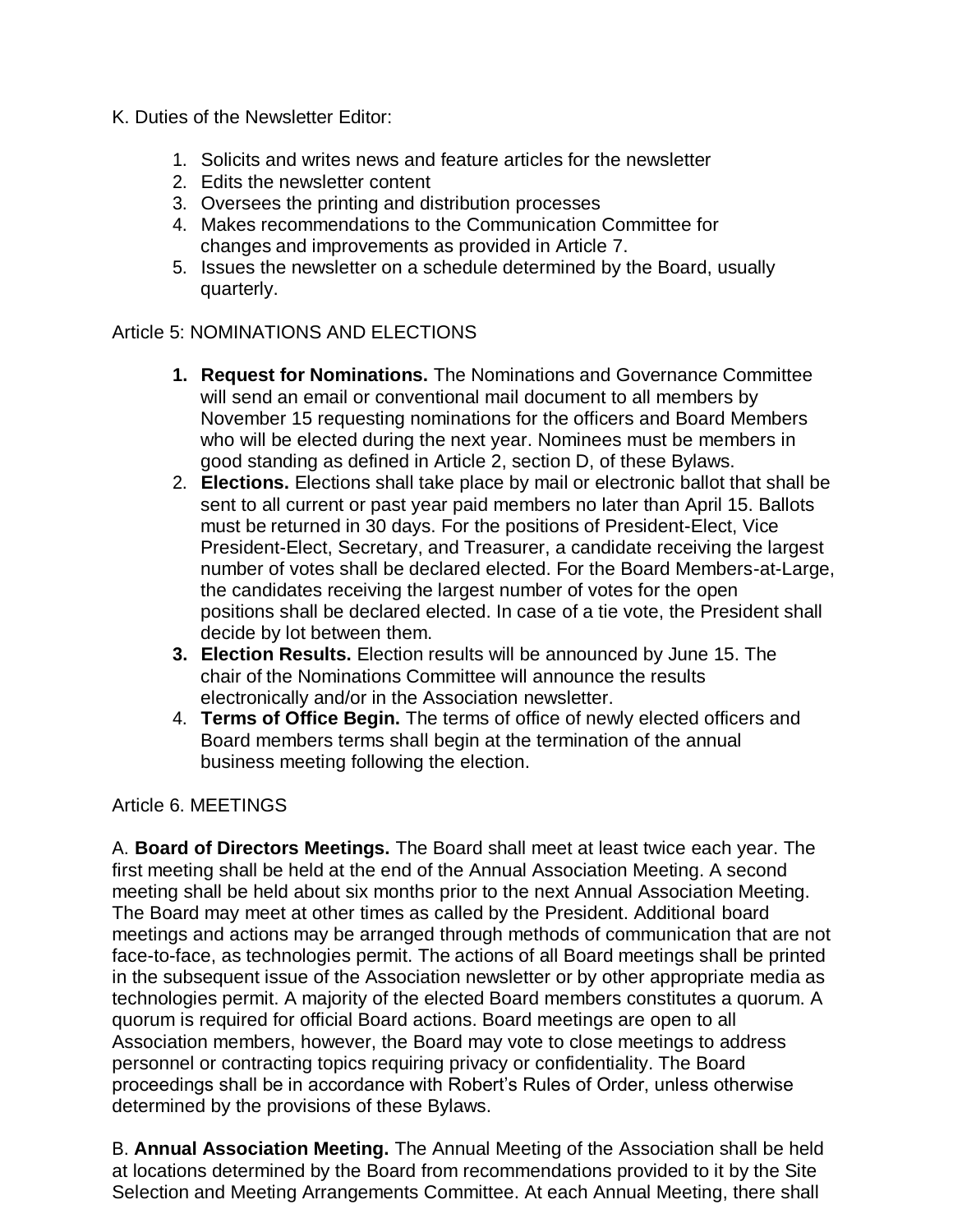K. Duties of the Newsletter Editor:

1. Solicits and writes news and feature articles for the newsletter
2. Edits the newsletter content
3. Oversees the printing and distribution processes
4. Makes recommendations to the Communication Committee for changes and improvements as provided in Article 7.
5. Issues the newsletter on a schedule determined by the Board, usually quarterly.

Article 5: NOMINATIONS AND ELECTIONS

1. **Request for Nominations.** The Nominations and Governance Committee will send an email or conventional mail document to all members by November 15 requesting nominations for the officers and Board Members who will be elected during the next year. Nominees must be members in good standing as defined in Article 2, section D, of these Bylaws.
2. **Elections.** Elections shall take place by mail or electronic ballot that shall be sent to all current or past year paid members no later than April 15. Ballots must be returned in 30 days. For the positions of President-Elect, Vice President-Elect, Secretary, and Treasurer, a candidate receiving the largest number of votes shall be declared elected. For the Board Members-at-Large, the candidates receiving the largest number of votes for the open positions shall be declared elected. In case of a tie vote, the President shall decide by lot between them.
3. **Election Results.** Election results will be announced by June 15. The chair of the Nominations Committee will announce the results electronically and/or in the Association newsletter.
4. **Terms of Office Begin.** The terms of office of newly elected officers and Board members terms shall begin at the termination of the annual business meeting following the election.

Article 6. MEETINGS

A. **Board of Directors Meetings.** The Board shall meet at least twice each year. The first meeting shall be held at the end of the Annual Association Meeting. A second meeting shall be held about six months prior to the next Annual Association Meeting. The Board may meet at other times as called by the President. Additional board meetings and actions may be arranged through methods of communication that are not face-to-face, as technologies permit. The actions of all Board meetings shall be printed in the subsequent issue of the Association newsletter or by other appropriate media as technologies permit. A majority of the elected Board members constitutes a quorum. A quorum is required for official Board actions. Board meetings are open to all Association members, however, the Board may vote to close meetings to address personnel or contracting topics requiring privacy or confidentiality. The Board proceedings shall be in accordance with Robert's Rules of Order, unless otherwise determined by the provisions of these Bylaws.

B. **Annual Association Meeting.** The Annual Meeting of the Association shall be held at locations determined by the Board from recommendations provided to it by the Site Selection and Meeting Arrangements Committee. At each Annual Meeting, there shall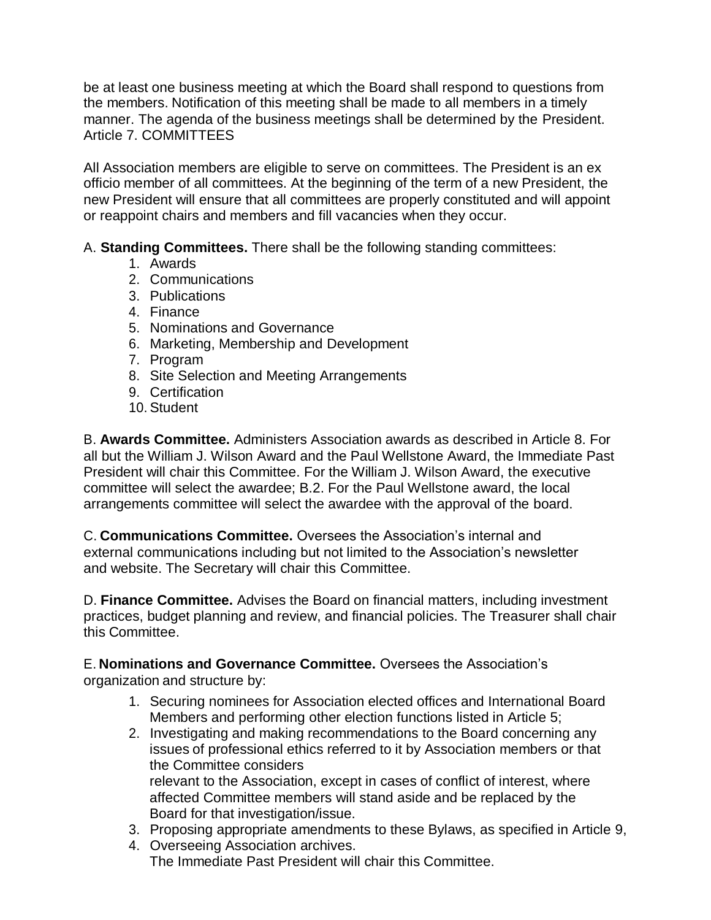be at least one business meeting at which the Board shall respond to questions from the members. Notification of this meeting shall be made to all members in a timely manner. The agenda of the business meetings shall be determined by the President.

## Article 7. COMMITTEES

All Association members are eligible to serve on committees. The President is an ex officio member of all committees. At the beginning of the term of a new President, the new President will ensure that all committees are properly constituted and will appoint or reappoint chairs and members and fill vacancies when they occur.

A. **Standing Committees.** There shall be the following standing committees:

1. Awards
2. Communications
3. Publications
4. Finance
5. Nominations and Governance
6. Marketing, Membership and Development
7. Program
8. Site Selection and Meeting Arrangements
9. Certification
10. Student

B. **Awards Committee.** Administers Association awards as described in Article 8. For all but the William J. Wilson Award and the Paul Wellstone Award, the Immediate Past President will chair this Committee. For the William J. Wilson Award, the executive committee will select the awardee; B.2. For the Paul Wellstone award, the local arrangements committee will select the awardee with the approval of the board.

C. **Communications Committee.** Oversees the Association's internal and external communications including but not limited to the Association's newsletter and website. The Secretary will chair this Committee.

D. **Finance Committee.** Advises the Board on financial matters, including investment practices, budget planning and review, and financial policies. The Treasurer shall chair this Committee.

E. **Nominations and Governance Committee.** Oversees the Association's organization and structure by:

1. Securing nominees for Association elected offices and International Board Members and performing other election functions listed in Article 5;
2. Investigating and making recommendations to the Board concerning any issues of professional ethics referred to it by Association members or that the Committee considers relevant to the Association, except in cases of conflict of interest, where affected Committee members will stand aside and be replaced by the Board for that investigation/issue.
3. Proposing appropriate amendments to these Bylaws, as specified in Article 9,
4. Overseeing Association archives.

The Immediate Past President will chair this Committee.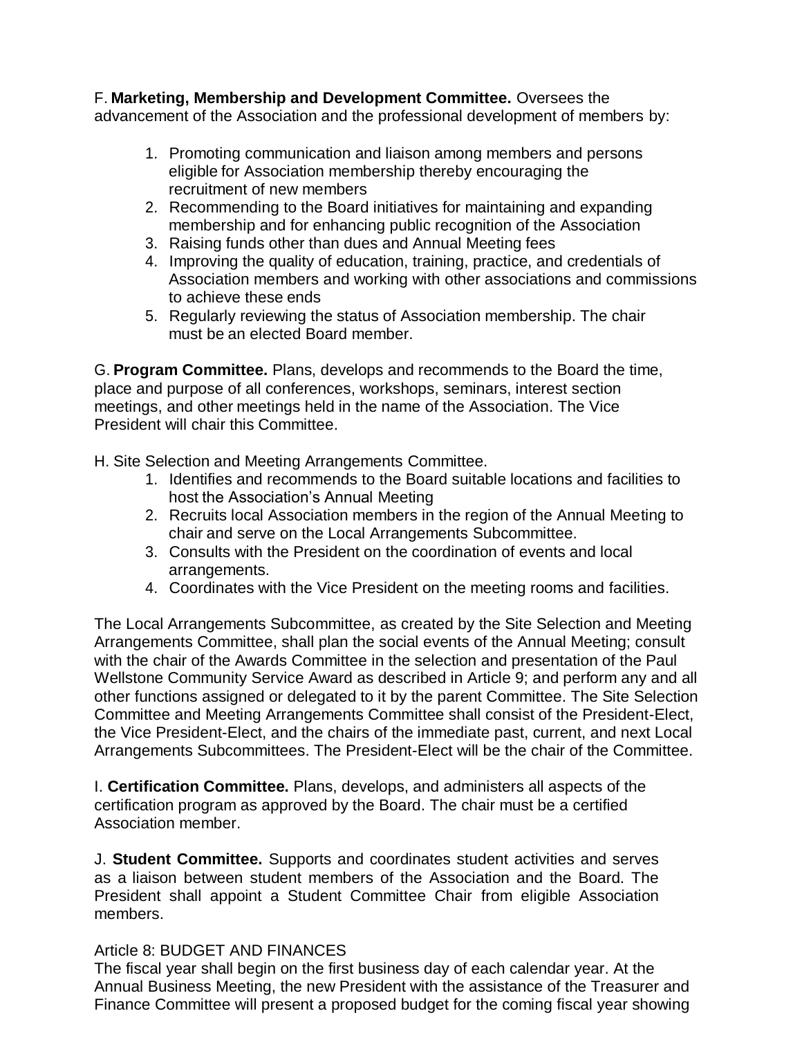F. **Marketing, Membership and Development Committee.** Oversees the advancement of the Association and the professional development of members by:

1. Promoting communication and liaison among members and persons eligible for Association membership thereby encouraging the recruitment of new members
2. Recommending to the Board initiatives for maintaining and expanding membership and for enhancing public recognition of the Association
3. Raising funds other than dues and Annual Meeting fees
4. Improving the quality of education, training, practice, and credentials of Association members and working with other associations and commissions to achieve these ends
5. Regularly reviewing the status of Association membership. The chair must be an elected Board member.

G. **Program Committee.** Plans, develops and recommends to the Board the time, place and purpose of all conferences, workshops, seminars, interest section meetings, and other meetings held in the name of the Association. The Vice President will chair this Committee.

H. Site Selection and Meeting Arrangements Committee.

1. Identifies and recommends to the Board suitable locations and facilities to host the Association's Annual Meeting
2. Recruits local Association members in the region of the Annual Meeting to chair and serve on the Local Arrangements Subcommittee.
3. Consults with the President on the coordination of events and local arrangements.
4. Coordinates with the Vice President on the meeting rooms and facilities.

The Local Arrangements Subcommittee, as created by the Site Selection and Meeting Arrangements Committee, shall plan the social events of the Annual Meeting; consult with the chair of the Awards Committee in the selection and presentation of the Paul Wellstone Community Service Award as described in Article 9; and perform any and all other functions assigned or delegated to it by the parent Committee. The Site Selection Committee and Meeting Arrangements Committee shall consist of the President-Elect, the Vice President-Elect, and the chairs of the immediate past, current, and next Local Arrangements Subcommittees. The President-Elect will be the chair of the Committee.

I. **Certification Committee.** Plans, develops, and administers all aspects of the certification program as approved by the Board. The chair must be a certified Association member.

J. **Student Committee.** Supports and coordinates student activities and serves as a liaison between student members of the Association and the Board. The President shall appoint a Student Committee Chair from eligible Association members.

## Article 8: BUDGET AND FINANCES

The fiscal year shall begin on the first business day of each calendar year. At the Annual Business Meeting, the new President with the assistance of the Treasurer and Finance Committee will present a proposed budget for the coming fiscal year showing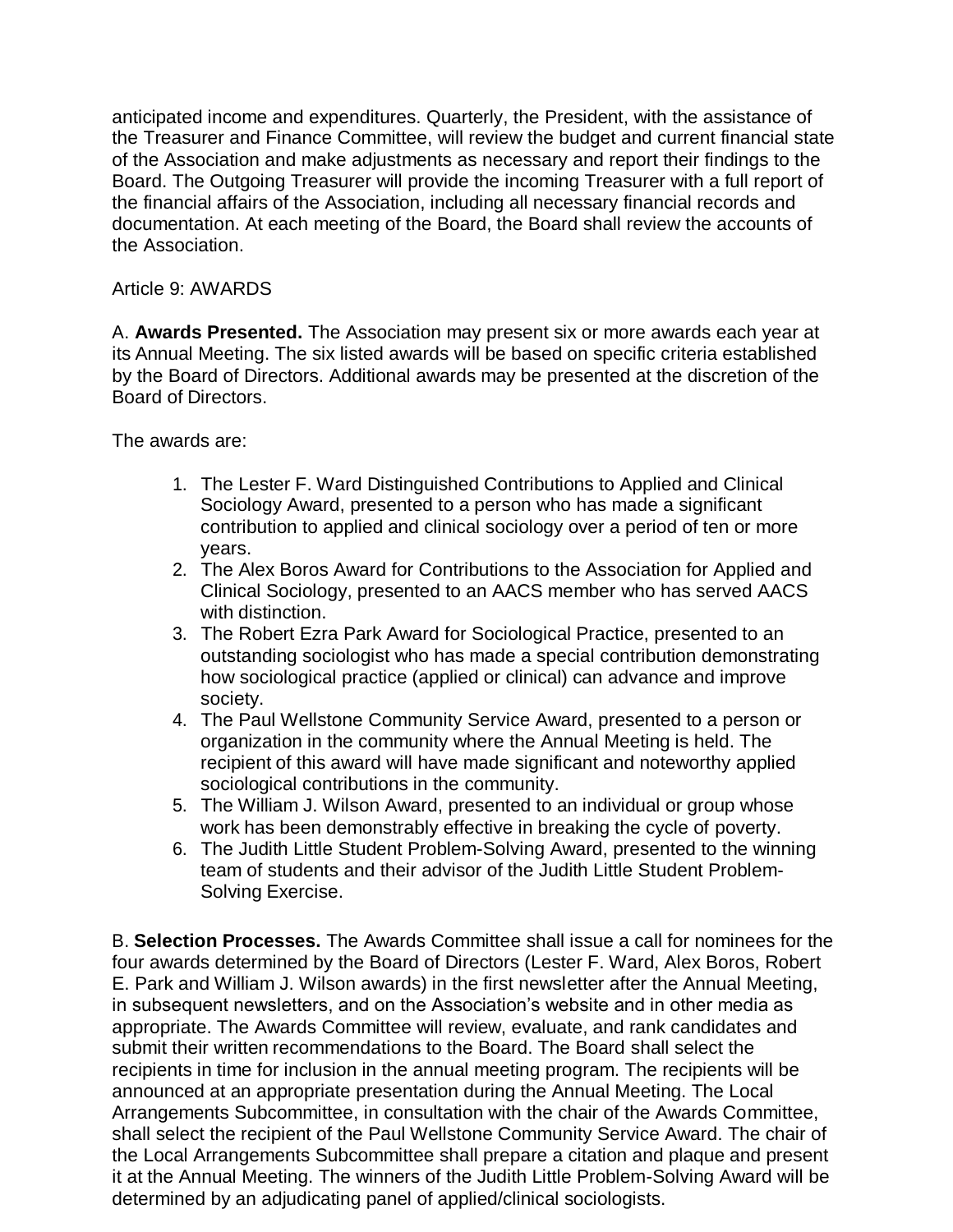anticipated income and expenditures. Quarterly, the President, with the assistance of the Treasurer and Finance Committee, will review the budget and current financial state of the Association and make adjustments as necessary and report their findings to the Board. The Outgoing Treasurer will provide the incoming Treasurer with a full report of the financial affairs of the Association, including all necessary financial records and documentation. At each meeting of the Board, the Board shall review the accounts of the Association.

## Article 9: AWARDS

A. **Awards Presented.** The Association may present six or more awards each year at its Annual Meeting. The six listed awards will be based on specific criteria established by the Board of Directors. Additional awards may be presented at the discretion of the Board of Directors.

The awards are:

1. The Lester F. Ward Distinguished Contributions to Applied and Clinical Sociology Award, presented to a person who has made a significant contribution to applied and clinical sociology over a period of ten or more years.
2. The Alex Boros Award for Contributions to the Association for Applied and Clinical Sociology, presented to an AACS member who has served AACS with distinction.
3. The Robert Ezra Park Award for Sociological Practice, presented to an outstanding sociologist who has made a special contribution demonstrating how sociological practice (applied or clinical) can advance and improve society.
4. The Paul Wellstone Community Service Award, presented to a person or organization in the community where the Annual Meeting is held. The recipient of this award will have made significant and noteworthy applied sociological contributions in the community.
5. The William J. Wilson Award, presented to an individual or group whose work has been demonstrably effective in breaking the cycle of poverty.
6. The Judith Little Student Problem-Solving Award, presented to the winning team of students and their advisor of the Judith Little Student Problem-Solving Exercise.

B. **Selection Processes.** The Awards Committee shall issue a call for nominees for the four awards determined by the Board of Directors (Lester F. Ward, Alex Boros, Robert E. Park and William J. Wilson awards) in the first newsletter after the Annual Meeting, in subsequent newsletters, and on the Association's website and in other media as appropriate. The Awards Committee will review, evaluate, and rank candidates and submit their written recommendations to the Board. The Board shall select the recipients in time for inclusion in the annual meeting program. The recipients will be announced at an appropriate presentation during the Annual Meeting. The Local Arrangements Subcommittee, in consultation with the chair of the Awards Committee, shall select the recipient of the Paul Wellstone Community Service Award. The chair of the Local Arrangements Subcommittee shall prepare a citation and plaque and present it at the Annual Meeting. The winners of the Judith Little Problem-Solving Award will be determined by an adjudicating panel of applied/clinical sociologists.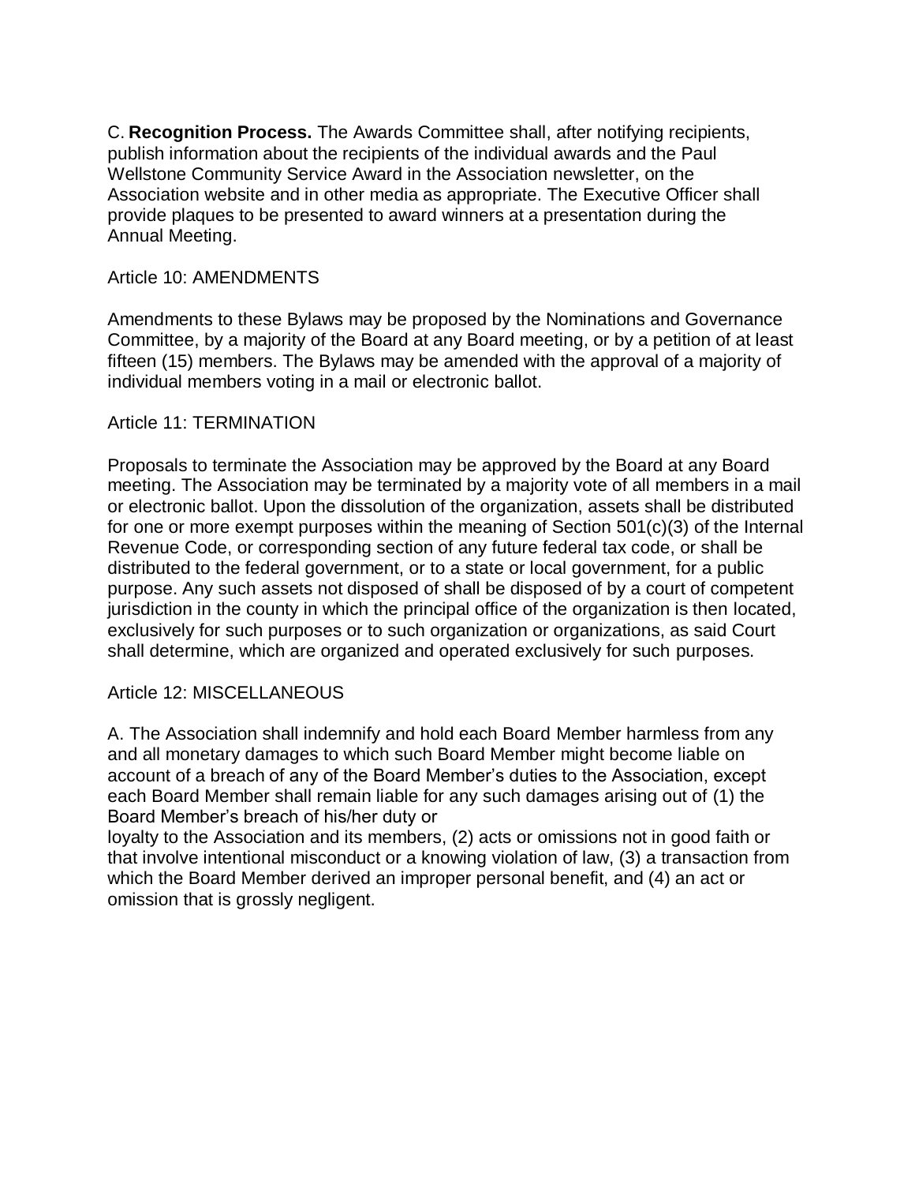C. **Recognition Process.** The Awards Committee shall, after notifying recipients, publish information about the recipients of the individual awards and the Paul Wellstone Community Service Award in the Association newsletter, on the Association website and in other media as appropriate. The Executive Officer shall provide plaques to be presented to award winners at a presentation during the Annual Meeting.

## Article 10: AMENDMENTS

Amendments to these Bylaws may be proposed by the Nominations and Governance Committee, by a majority of the Board at any Board meeting, or by a petition of at least fifteen (15) members. The Bylaws may be amended with the approval of a majority of individual members voting in a mail or electronic ballot.

## Article 11: TERMINATION

Proposals to terminate the Association may be approved by the Board at any Board meeting. The Association may be terminated by a majority vote of all members in a mail or electronic ballot. Upon the dissolution of the organization, assets shall be distributed for one or more exempt purposes within the meaning of Section 501(c)(3) of the Internal Revenue Code, or corresponding section of any future federal tax code, or shall be distributed to the federal government, or to a state or local government, for a public purpose. Any such assets not disposed of shall be disposed of by a court of competent jurisdiction in the county in which the principal office of the organization is then located, exclusively for such purposes or to such organization or organizations, as said Court shall determine, which are organized and operated exclusively for such purposes.

## Article 12: MISCELLANEOUS

A. The Association shall indemnify and hold each Board Member harmless from any and all monetary damages to which such Board Member might become liable on account of a breach of any of the Board Member's duties to the Association, except each Board Member shall remain liable for any such damages arising out of (1) the Board Member's breach of his/her duty or loyalty to the Association and its members, (2) acts or omissions not in good faith or that involve intentional misconduct or a knowing violation of law, (3) a transaction from which the Board Member derived an improper personal benefit, and (4) an act or omission that is grossly negligent.